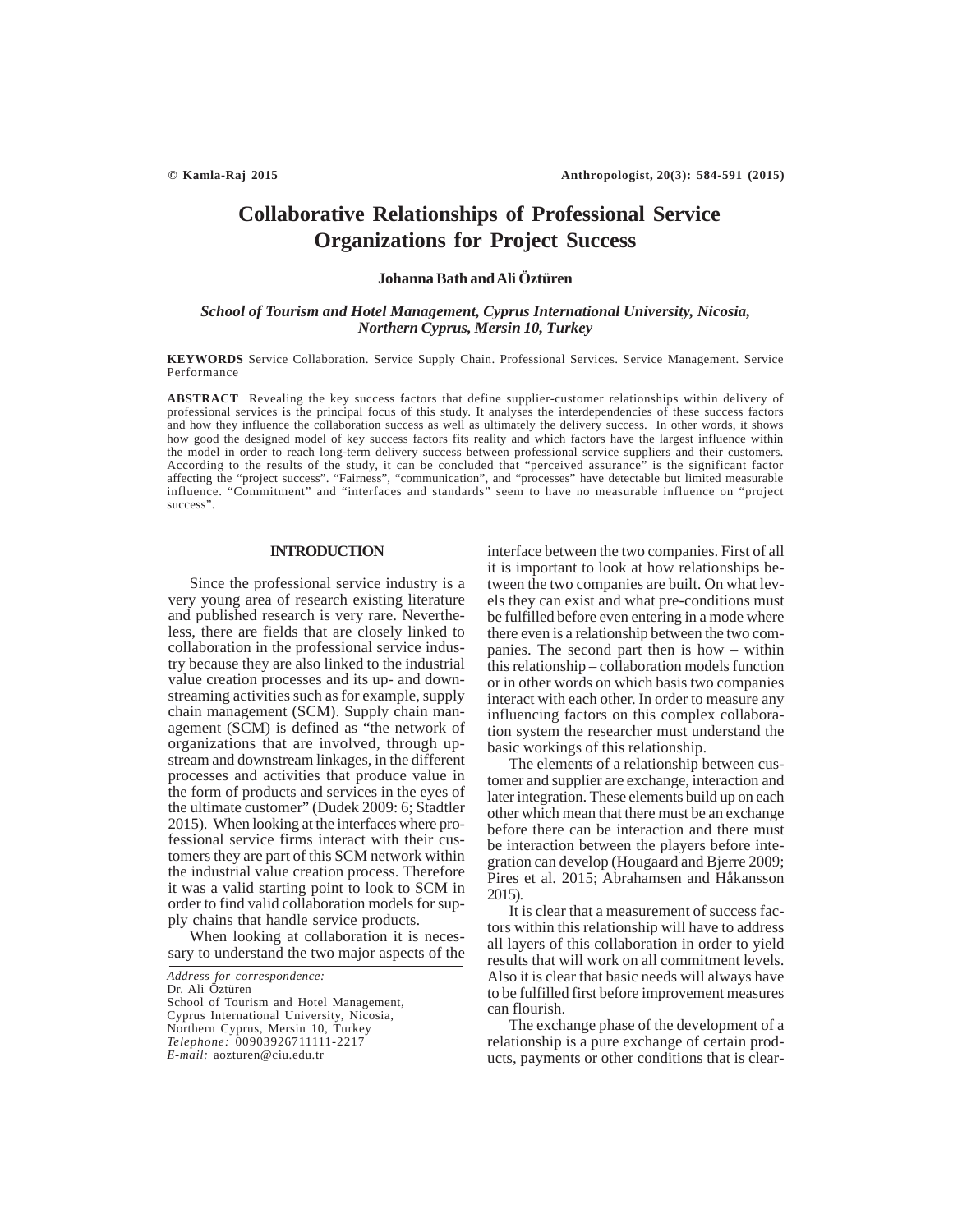# Collaborative Relationships of Professional Service Organizations for Project Success

**Johanna Bath and Ali Öztüren**

*School of Tourism and Hotel Management, Cyprus International University, Nicosia, Northern Cyprus, Mersin 10, Turkey*

**KEYWORDS** Service Collaboration. Service Supply Chain. Professional Services. Service Management. Service Performance

**ABSTRACT** Revealing the key success factors that define supplier-customer relationships within delivery of professional services is the principal focus of this study. It analyses the interdependencies of these success factors and how they influence the collaboration success as well as ultimately the delivery success. In other words, it shows how good the designed model of key success factors fits reality and which factors have the largest influence within the model in order to reach long-term delivery success between professional service suppliers and their customers. According to the results of the study, it can be concluded that "perceived assurance" is the significant factor affecting the "project success". "Fairness", "communication", and "processes" have detectable but limited measurable influence. "Commitment" and "interfaces and standards" seem to have no measurable influence on "project success".

## INTRODUCTION

Since the professional service industry is a very young area of research existing literature and published research is very rare. Nevertheless, there are fields that are closely linked to collaboration in the professional service industry because they are also linked to the industrial value creation processes and its up- and downstreaming activities such as for example, supply chain management (SCM). Supply chain management (SCM) is defined as "the network of organizations that are involved, through upstream and downstream linkages, in the different processes and activities that produce value in the form of products and services in the eyes of the ultimate customer" (Dudek 2009: 6; Stadtler 2015). When looking at the interfaces where professional service firms interact with their customers they are part of this SCM network within the industrial value creation process. Therefore it was a valid starting point to look to SCM in order to find valid collaboration models for supply chains that handle service products.

When looking at collaboration it is necessary to understand the two major aspects of the interface between the two companies. First of all it is important to look at how relationships between the two companies are built. On what levels they can exist and what pre-conditions must be fulfilled before even entering in a mode where there even is a relationship between the two companies. The second part then is how – within this relationship – collaboration models function or in other words on which basis two companies interact with each other. In order to measure any influencing factors on this complex collaboration system the researcher must understand the basic workings of this relationship.

The elements of a relationship between customer and supplier are exchange, interaction and later integration. These elements build up on each other which mean that there must be an exchange before there can be interaction and there must be interaction between the players before integration can develop (Hougaard and Bjerre 2009; Pires et al. 2015; Abrahamsen and Håkansson 2015).

It is clear that a measurement of success factors within this relationship will have to address all layers of this collaboration in order to yield results that will work on all commitment levels. Also it is clear that basic needs will always have to be fulfilled first before improvement measures can flourish.

The exchange phase of the development of a relationship is a pure exchange of certain products, payments or other conditions that is clear-

*Address for correspondence:*
Dr. Ali Öztüren
School of Tourism and Hotel Management,
Cyprus International University, Nicosia,
Northern Cyprus, Mersin 10, Turkey
*Telephone:* 00903926711111-2217
*E-mail:* aozturen@ciu.edu.tr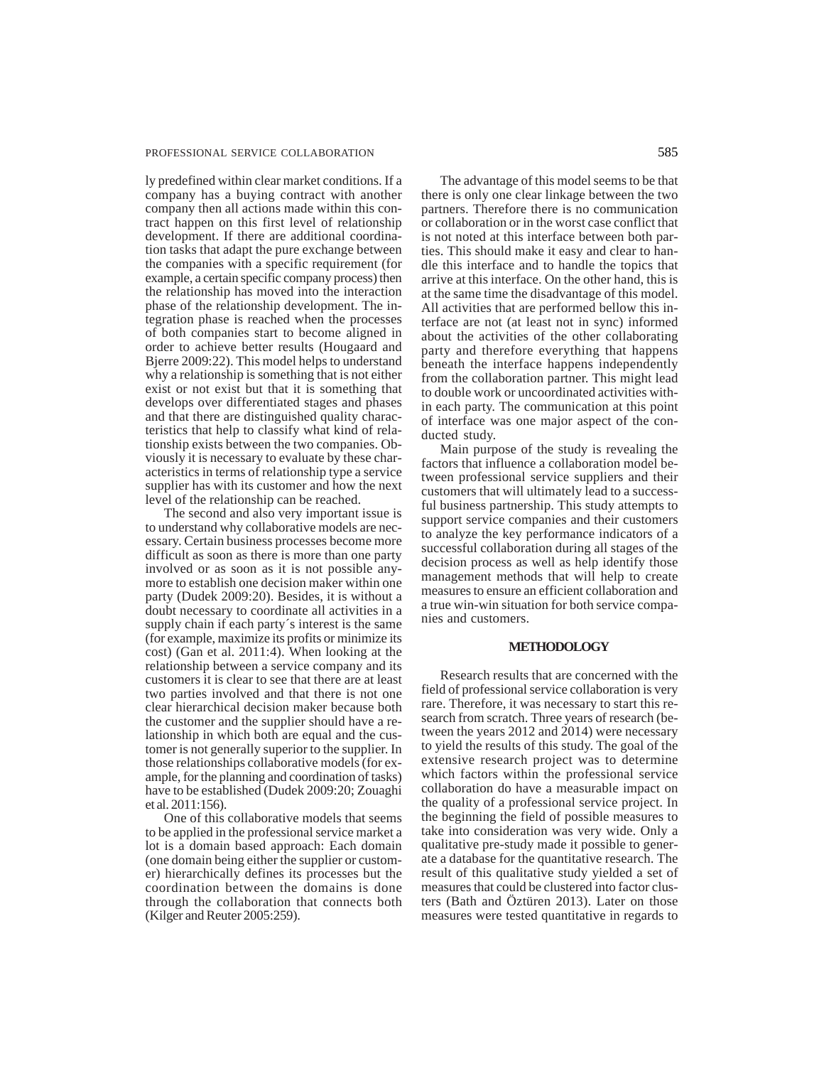ly predefined within clear market conditions. If a company has a buying contract with another company then all actions made within this contract happen on this first level of relationship development. If there are additional coordination tasks that adapt the pure exchange between the companies with a specific requirement (for example, a certain specific company process) then the relationship has moved into the interaction phase of the relationship development. The integration phase is reached when the processes of both companies start to become aligned in order to achieve better results (Hougaard and Bjerre 2009:22). This model helps to understand why a relationship is something that is not either exist or not exist but that it is something that develops over differentiated stages and phases and that there are distinguished quality characteristics that help to classify what kind of relationship exists between the two companies. Obviously it is necessary to evaluate by these characteristics in terms of relationship type a service supplier has with its customer and how the next level of the relationship can be reached.

The second and also very important issue is to understand why collaborative models are necessary. Certain business processes become more difficult as soon as there is more than one party involved or as soon as it is not possible anymore to establish one decision maker within one party (Dudek 2009:20). Besides, it is without a doubt necessary to coordinate all activities in a supply chain if each party´s interest is the same (for example, maximize its profits or minimize its cost) (Gan et al. 2011:4). When looking at the relationship between a service company and its customers it is clear to see that there are at least two parties involved and that there is not one clear hierarchical decision maker because both the customer and the supplier should have a relationship in which both are equal and the customer is not generally superior to the supplier. In those relationships collaborative models (for example, for the planning and coordination of tasks) have to be established (Dudek 2009:20; Zouaghi et al. 2011:156).

One of this collaborative models that seems to be applied in the professional service market a lot is a domain based approach: Each domain (one domain being either the supplier or customer) hierarchically defines its processes but the coordination between the domains is done through the collaboration that connects both (Kilger and Reuter 2005:259).

The advantage of this model seems to be that there is only one clear linkage between the two partners. Therefore there is no communication or collaboration or in the worst case conflict that is not noted at this interface between both parties. This should make it easy and clear to handle this interface and to handle the topics that arrive at this interface. On the other hand, this is at the same time the disadvantage of this model. All activities that are performed bellow this interface are not (at least not in sync) informed about the activities of the other collaborating party and therefore everything that happens beneath the interface happens independently from the collaboration partner. This might lead to double work or uncoordinated activities within each party. The communication at this point of interface was one major aspect of the conducted study.

Main purpose of the study is revealing the factors that influence a collaboration model between professional service suppliers and their customers that will ultimately lead to a successful business partnership. This study attempts to support service companies and their customers to analyze the key performance indicators of a successful collaboration during all stages of the decision process as well as help identify those management methods that will help to create measures to ensure an efficient collaboration and a true win-win situation for both service companies and customers.

## METHODOLOGY

Research results that are concerned with the field of professional service collaboration is very rare. Therefore, it was necessary to start this research from scratch. Three years of research (between the years 2012 and 2014) were necessary to yield the results of this study. The goal of the extensive research project was to determine which factors within the professional service collaboration do have a measurable impact on the quality of a professional service project. In the beginning the field of possible measures to take into consideration was very wide. Only a qualitative pre-study made it possible to generate a database for the quantitative research. The result of this qualitative study yielded a set of measures that could be clustered into factor clusters (Bath and Öztüren 2013). Later on those measures were tested quantitative in regards to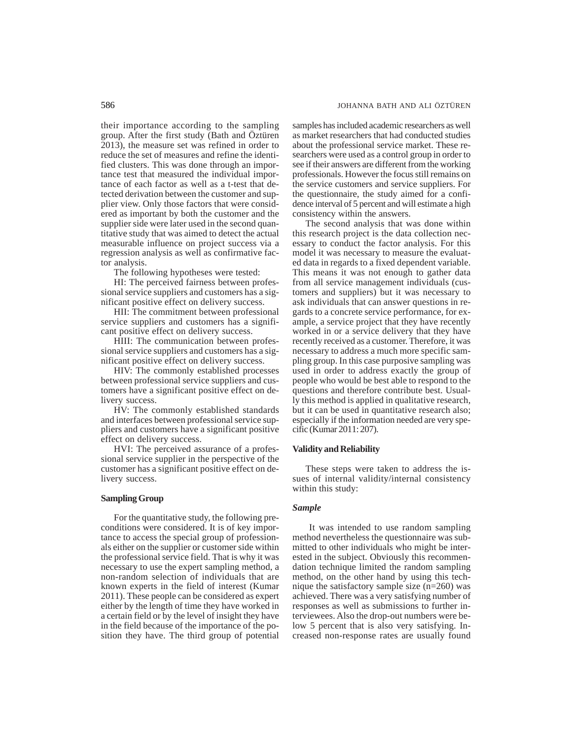their importance according to the sampling group. After the first study (Bath and Öztüren 2013), the measure set was refined in order to reduce the set of measures and refine the identified clusters. This was done through an importance test that measured the individual importance of each factor as well as a t-test that detected derivation between the customer and supplier view. Only those factors that were considered as important by both the customer and the supplier side were later used in the second quantitative study that was aimed to detect the actual measurable influence on project success via a regression analysis as well as confirmative factor analysis.

The following hypotheses were tested:

HI: The perceived fairness between professional service suppliers and customers has a significant positive effect on delivery success.

HII: The commitment between professional service suppliers and customers has a significant positive effect on delivery success.

HIII: The communication between professional service suppliers and customers has a significant positive effect on delivery success.

HIV: The commonly established processes between professional service suppliers and customers have a significant positive effect on delivery success.

HV: The commonly established standards and interfaces between professional service suppliers and customers have a significant positive effect on delivery success.

HVI: The perceived assurance of a professional service supplier in the perspective of the customer has a significant positive effect on delivery success.

## Sampling Group

For the quantitative study, the following preconditions were considered. It is of key importance to access the special group of professionals either on the supplier or customer side within the professional service field. That is why it was necessary to use the expert sampling method, a non-random selection of individuals that are known experts in the field of interest (Kumar 2011). These people can be considered as expert either by the length of time they have worked in a certain field or by the level of insight they have in the field because of the importance of the position they have. The third group of potential samples has included academic researchers as well as market researchers that had conducted studies about the professional service market. These researchers were used as a control group in order to see if their answers are different from the working professionals. However the focus still remains on the service customers and service suppliers. For the questionnaire, the study aimed for a confidence interval of 5 percent and will estimate a high consistency within the answers.

The second analysis that was done within this research project is the data collection necessary to conduct the factor analysis. For this model it was necessary to measure the evaluated data in regards to a fixed dependent variable. This means it was not enough to gather data from all service management individuals (customers and suppliers) but it was necessary to ask individuals that can answer questions in regards to a concrete service performance, for example, a service project that they have recently worked in or a service delivery that they have recently received as a customer. Therefore, it was necessary to address a much more specific sampling group. In this case purposive sampling was used in order to address exactly the group of people who would be best able to respond to the questions and therefore contribute best. Usually this method is applied in qualitative research, but it can be used in quantitative research also; especially if the information needed are very specific (Kumar 2011: 207).

## Validity and Reliability

These steps were taken to address the issues of internal validity/internal consistency within this study:

### *Sample*

It was intended to use random sampling method nevertheless the questionnaire was submitted to other individuals who might be interested in the subject. Obviously this recommendation technique limited the random sampling method, on the other hand by using this technique the satisfactory sample size (n=260) was achieved. There was a very satisfying number of responses as well as submissions to further interviewees. Also the drop-out numbers were below 5 percent that is also very satisfying. Increased non-response rates are usually found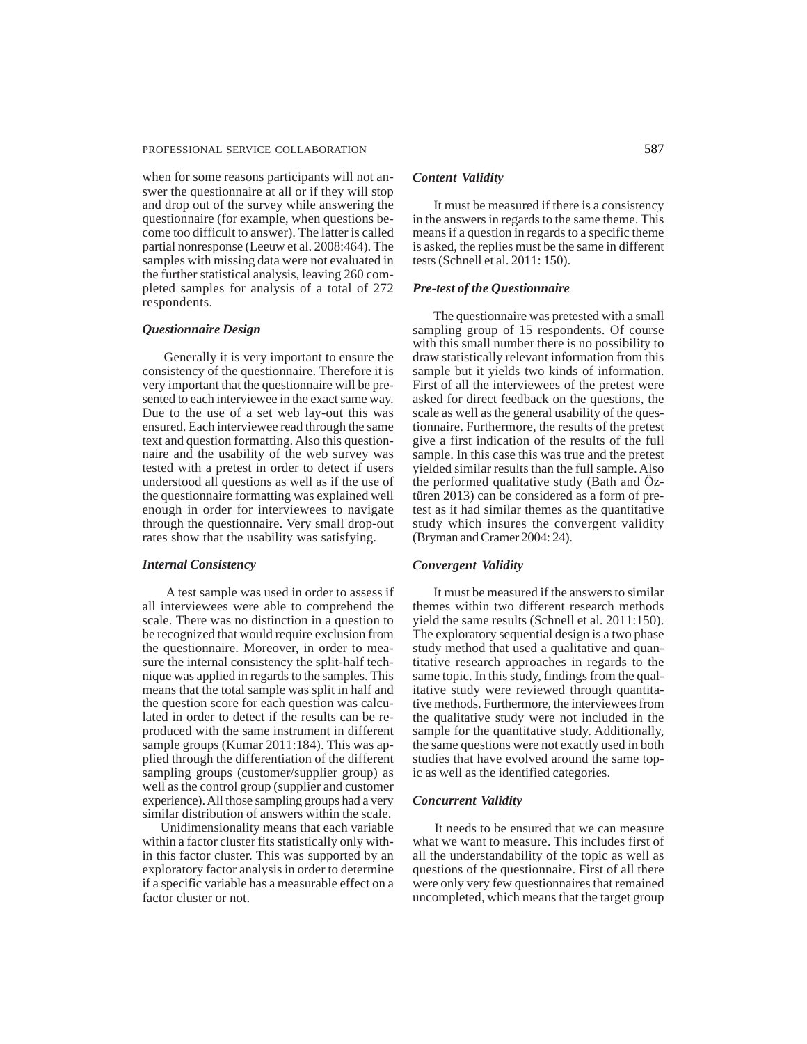when for some reasons participants will not answer the questionnaire at all or if they will stop and drop out of the survey while answering the questionnaire (for example, when questions become too difficult to answer). The latter is called partial nonresponse (Leeuw et al. 2008:464). The samples with missing data were not evaluated in the further statistical analysis, leaving 260 completed samples for analysis of a total of 272 respondents.

### *Questionnaire Design*

Generally it is very important to ensure the consistency of the questionnaire. Therefore it is very important that the questionnaire will be presented to each interviewee in the exact same way. Due to the use of a set web lay-out this was ensured. Each interviewee read through the same text and question formatting. Also this questionnaire and the usability of the web survey was tested with a pretest in order to detect if users understood all questions as well as if the use of the questionnaire formatting was explained well enough in order for interviewees to navigate through the questionnaire. Very small drop-out rates show that the usability was satisfying.

### *Internal Consistency*

A test sample was used in order to assess if all interviewees were able to comprehend the scale. There was no distinction in a question to be recognized that would require exclusion from the questionnaire. Moreover, in order to measure the internal consistency the split-half technique was applied in regards to the samples. This means that the total sample was split in half and the question score for each question was calculated in order to detect if the results can be reproduced with the same instrument in different sample groups (Kumar 2011:184). This was applied through the differentiation of the different sampling groups (customer/supplier group) as well as the control group (supplier and customer experience). All those sampling groups had a very similar distribution of answers within the scale.

Unidimensionality means that each variable within a factor cluster fits statistically only within this factor cluster. This was supported by an exploratory factor analysis in order to determine if a specific variable has a measurable effect on a factor cluster or not.

### *Content Validity*

It must be measured if there is a consistency in the answers in regards to the same theme. This means if a question in regards to a specific theme is asked, the replies must be the same in different tests (Schnell et al. 2011: 150).

### *Pre-test of the Questionnaire*

The questionnaire was pretested with a small sampling group of 15 respondents. Of course with this small number there is no possibility to draw statistically relevant information from this sample but it yields two kinds of information. First of all the interviewees of the pretest were asked for direct feedback on the questions, the scale as well as the general usability of the questionnaire. Furthermore, the results of the pretest give a first indication of the results of the full sample. In this case this was true and the pretest yielded similar results than the full sample. Also the performed qualitative study (Bath and Öztüren 2013) can be considered as a form of pretest as it had similar themes as the quantitative study which insures the convergent validity (Bryman and Cramer 2004: 24).

### *Convergent Validity*

It must be measured if the answers to similar themes within two different research methods yield the same results (Schnell et al. 2011:150). The exploratory sequential design is a two phase study method that used a qualitative and quantitative research approaches in regards to the same topic. In this study, findings from the qualitative study were reviewed through quantitative methods. Furthermore, the interviewees from the qualitative study were not included in the sample for the quantitative study. Additionally, the same questions were not exactly used in both studies that have evolved around the same topic as well as the identified categories.

### *Concurrent Validity*

It needs to be ensured that we can measure what we want to measure. This includes first of all the understandability of the topic as well as questions of the questionnaire. First of all there were only very few questionnaires that remained uncompleted, which means that the target group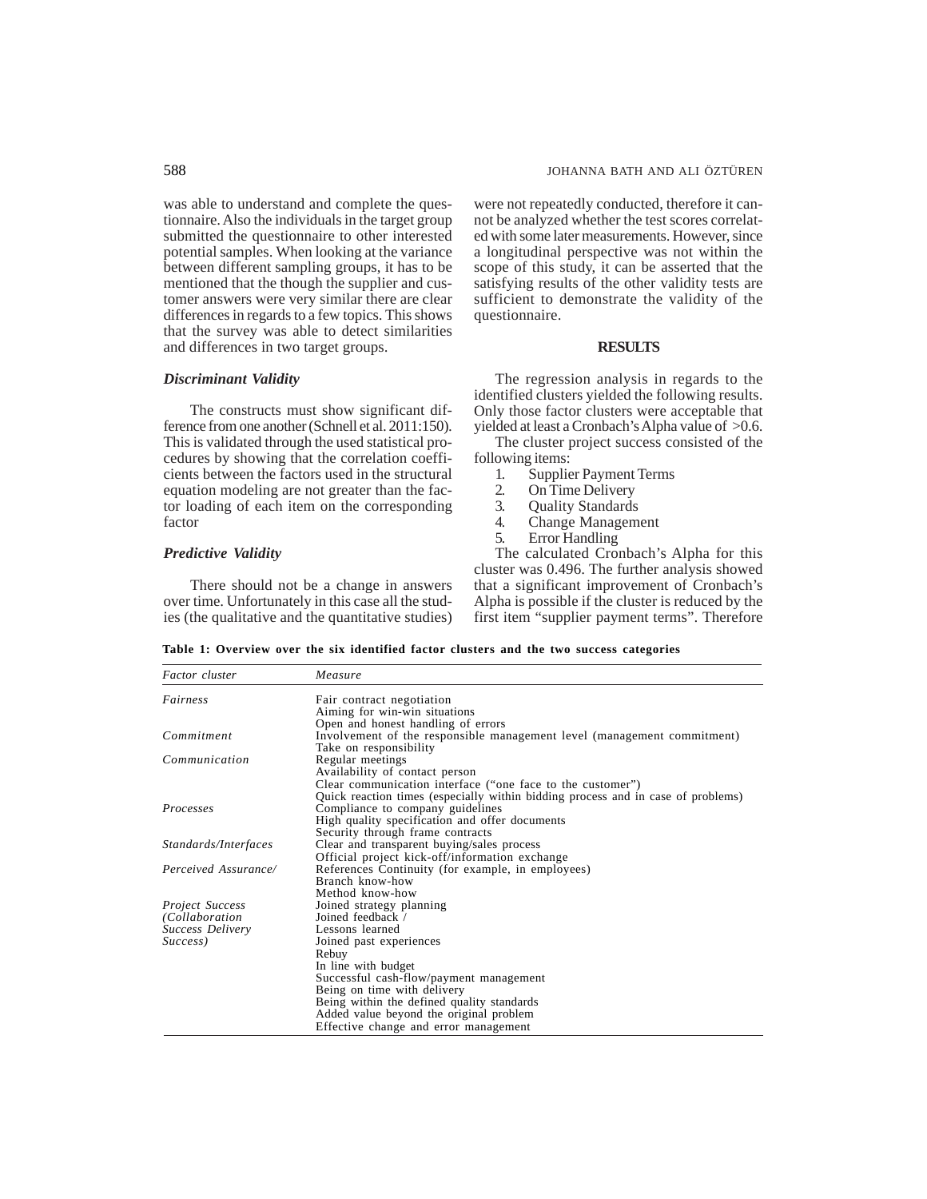was able to understand and complete the questionnaire. Also the individuals in the target group submitted the questionnaire to other interested potential samples. When looking at the variance between different sampling groups, it has to be mentioned that the though the supplier and customer answers were very similar there are clear differences in regards to a few topics. This shows that the survey was able to detect similarities and differences in two target groups.

### *Discriminant Validity*

The constructs must show significant difference from one another (Schnell et al. 2011:150). This is validated through the used statistical procedures by showing that the correlation coefficients between the factors used in the structural equation modeling are not greater than the factor loading of each item on the corresponding factor

### *Predictive Validity*

There should not be a change in answers over time. Unfortunately in this case all the studies (the qualitative and the quantitative studies) were not repeatedly conducted, therefore it cannot be analyzed whether the test scores correlated with some later measurements. However, since a longitudinal perspective was not within the scope of this study, it can be asserted that the satisfying results of the other validity tests are sufficient to demonstrate the validity of the questionnaire.

## RESULTS

The regression analysis in regards to the identified clusters yielded the following results. Only those factor clusters were acceptable that yielded at least a Cronbach's Alpha value of >0.6.

The cluster project success consisted of the following items:

1. Supplier Payment Terms
2. On Time Delivery
3. Quality Standards
4. Change Management
5. Error Handling

The calculated Cronbach's Alpha for this cluster was 0.496. The further analysis showed that a significant improvement of Cronbach's Alpha is possible if the cluster is reduced by the first item "supplier payment terms". Therefore

**Table 1: Overview over the six identified factor clusters and the two success categories**

| *Factor cluster* | *Measure* |
|---|---|
| *Fairness* | Fair contract negotiation |
| | Aiming for win-win situations |
| | Open and honest handling of errors |
| *Commitment* | Involvement of the responsible management level (management commitment) |
| | Take on responsibility |
| *Communication* | Regular meetings |
| | Availability of contact person |
| | Clear communication interface ("one face to the customer") |
| | Quick reaction times (especially within bidding process and in case of problems) |
| *Processes* | Compliance to company guidelines |
| | High quality specification and offer documents |
| | Security through frame contracts |
| *Standards/Interfaces* | Clear and transparent buying/sales process |
| | Official project kick-off/information exchange |
| *Perceived Assurance/* | References Continuity (for example, in employees) |
| | Branch know-how |
| | Method know-how |
| *Project Success* | Joined strategy planning |
| *(Collaboration* | Joined feedback / |
| *Success Delivery* | Lessons learned |
| *Success)* | Joined past experiences |
| | Rebuy |
| | In line with budget |
| | Successful cash-flow/payment management |
| | Being on time with delivery |
| | Being within the defined quality standards |
| | Added value beyond the original problem |
| | Effective change and error management |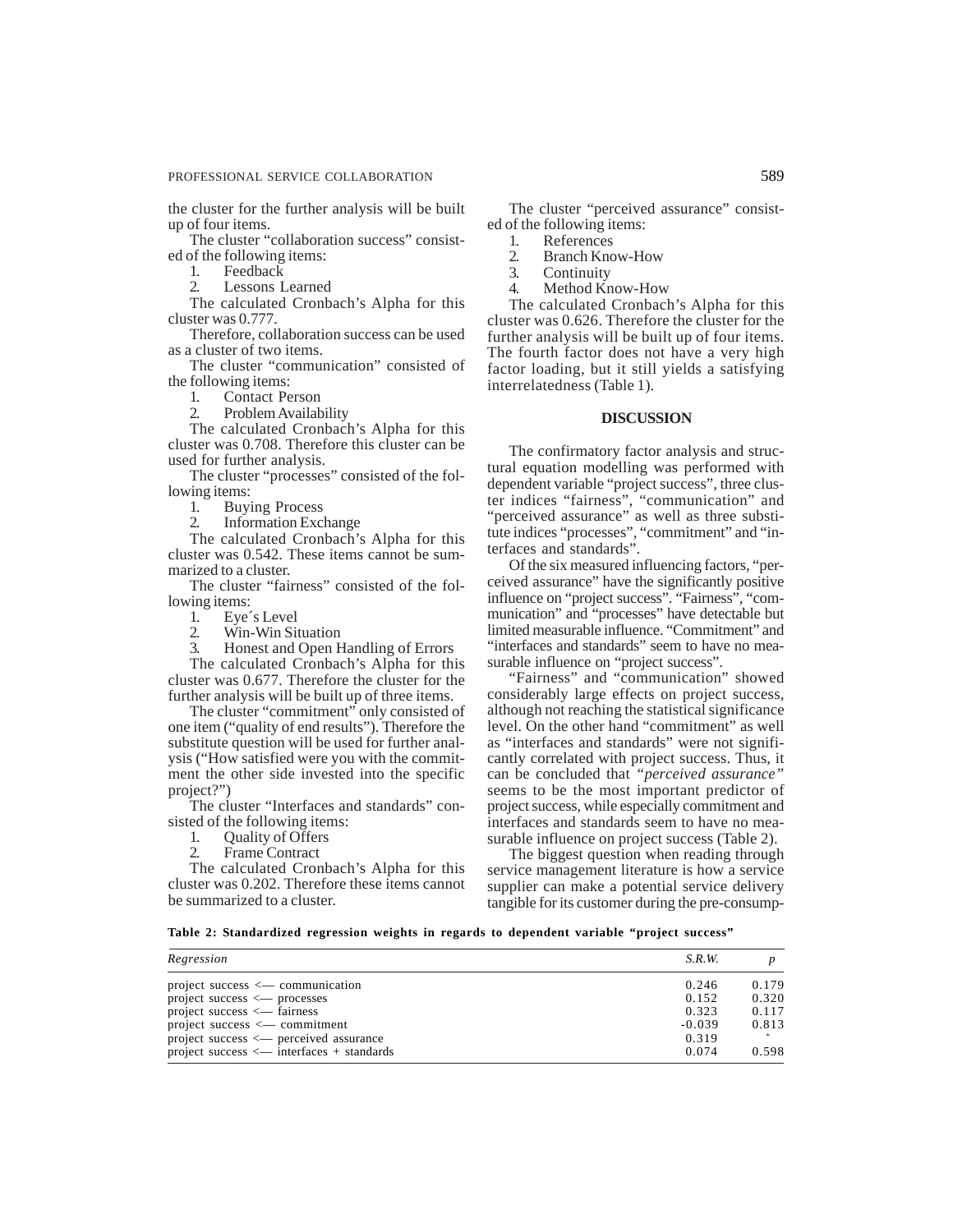the cluster for the further analysis will be built up of four items.

The cluster "collaboration success" consisted of the following items:

1. Feedback
2. Lessons Learned

The calculated Cronbach's Alpha for this cluster was 0.777.

Therefore, collaboration success can be used as a cluster of two items.

The cluster "communication" consisted of the following items:

1. Contact Person
2. Problem Availability

The calculated Cronbach's Alpha for this cluster was 0.708. Therefore this cluster can be used for further analysis.

The cluster "processes" consisted of the following items:

1. Buying Process
2. Information Exchange

The calculated Cronbach's Alpha for this cluster was 0.542. These items cannot be summarized to a cluster.

The cluster "fairness" consisted of the following items:

1. Eye´s Level
2. Win-Win Situation
3. Honest and Open Handling of Errors

The calculated Cronbach's Alpha for this cluster was 0.677. Therefore the cluster for the further analysis will be built up of three items.

The cluster "commitment" only consisted of one item ("quality of end results"). Therefore the substitute question will be used for further analysis ("How satisfied were you with the commitment the other side invested into the specific project?")

The cluster "Interfaces and standards" consisted of the following items:

1. Quality of Offers
2. Frame Contract

The calculated Cronbach's Alpha for this cluster was 0.202. Therefore these items cannot be summarized to a cluster.

The cluster "perceived assurance" consisted of the following items:

1. References
2. Branch Know-How
3. Continuity
4. Method Know-How

The calculated Cronbach's Alpha for this cluster was 0.626. Therefore the cluster for the further analysis will be built up of four items. The fourth factor does not have a very high factor loading, but it still yields a satisfying interrelatedness (Table 1).

## DISCUSSION

The confirmatory factor analysis and structural equation modelling was performed with dependent variable "project success", three cluster indices "fairness", "communication" and "perceived assurance" as well as three substitute indices "processes", "commitment" and "interfaces and standards".

Of the six measured influencing factors, "perceived assurance" have the significantly positive influence on "project success". "Fairness", "communication" and "processes" have detectable but limited measurable influence. "Commitment" and "interfaces and standards" seem to have no measurable influence on "project success".

"Fairness" and "communication" showed considerably large effects on project success, although not reaching the statistical significance level. On the other hand "commitment" as well as "interfaces and standards" were not significantly correlated with project success. Thus, it can be concluded that *"perceived assurance"* seems to be the most important predictor of project success, while especially commitment and interfaces and standards seem to have no measurable influence on project success (Table 2).

The biggest question when reading through service management literature is how a service supplier can make a potential service delivery tangible for its customer during the pre-consump-

**Table 2: Standardized regression weights in regards to dependent variable "project success"**

| *Regression* | *S.R.W.* | *p* |
|---|---|---|
| project success <— communication | 0.246 | 0.179 |
| project success <— processes | 0.152 | 0.320 |
| project success <— fairness | 0.323 | 0.117 |
| project success <— commitment | -0.039 | 0.813 |
| project success <— perceived assurance | 0.319 | * |
| project success <— interfaces + standards | 0.074 | 0.598 |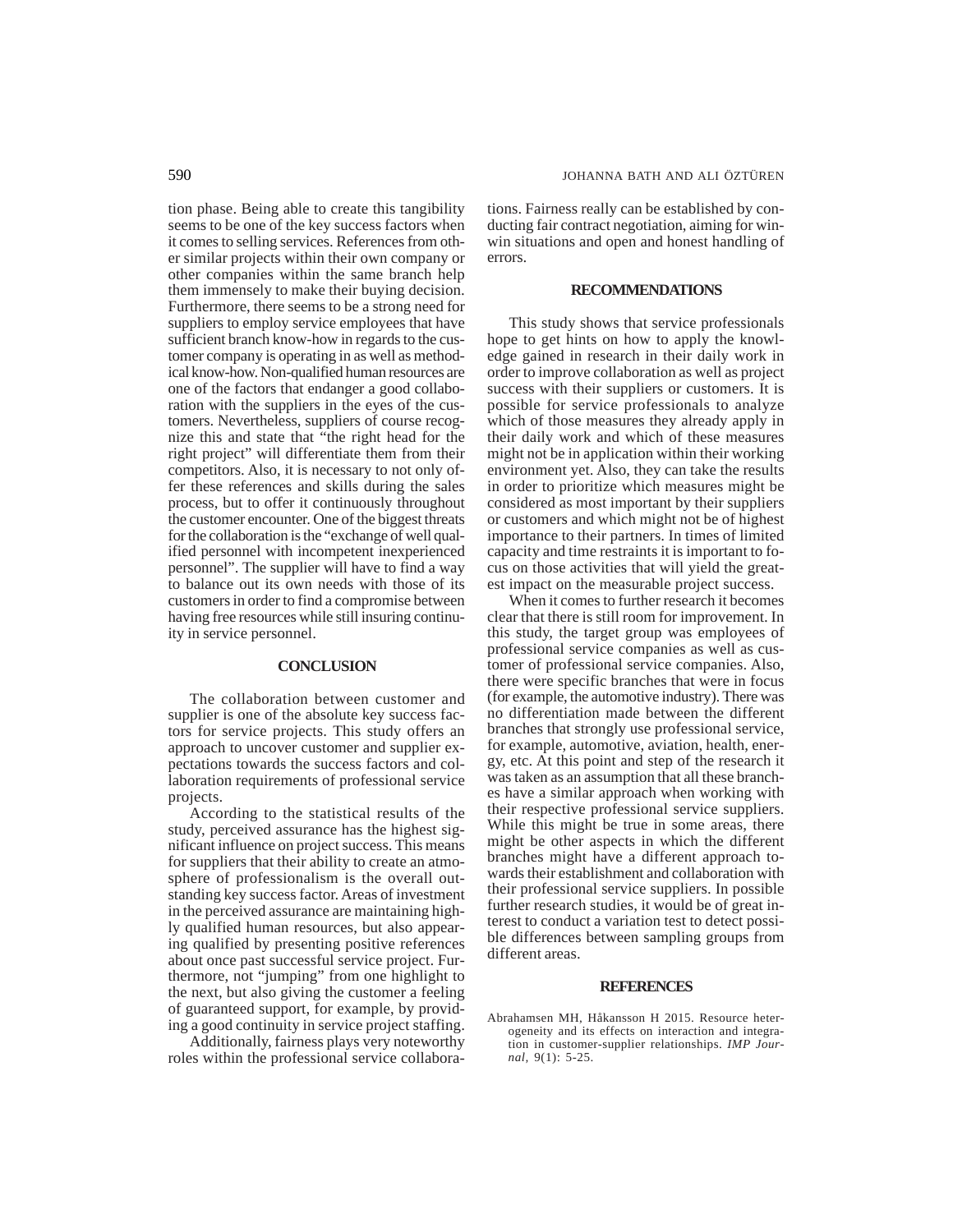tion phase. Being able to create this tangibility seems to be one of the key success factors when it comes to selling services. References from other similar projects within their own company or other companies within the same branch help them immensely to make their buying decision. Furthermore, there seems to be a strong need for suppliers to employ service employees that have sufficient branch know-how in regards to the customer company is operating in as well as methodical know-how. Non-qualified human resources are one of the factors that endanger a good collaboration with the suppliers in the eyes of the customers. Nevertheless, suppliers of course recognize this and state that "the right head for the right project" will differentiate them from their competitors. Also, it is necessary to not only offer these references and skills during the sales process, but to offer it continuously throughout the customer encounter. One of the biggest threats for the collaboration is the "exchange of well qualified personnel with incompetent inexperienced personnel". The supplier will have to find a way to balance out its own needs with those of its customers in order to find a compromise between having free resources while still insuring continuity in service personnel.

## CONCLUSION

The collaboration between customer and supplier is one of the absolute key success factors for service projects. This study offers an approach to uncover customer and supplier expectations towards the success factors and collaboration requirements of professional service projects.

According to the statistical results of the study, perceived assurance has the highest significant influence on project success. This means for suppliers that their ability to create an atmosphere of professionalism is the overall outstanding key success factor. Areas of investment in the perceived assurance are maintaining highly qualified human resources, but also appearing qualified by presenting positive references about once past successful service project. Furthermore, not "jumping" from one highlight to the next, but also giving the customer a feeling of guaranteed support, for example, by providing a good continuity in service project staffing.

Additionally, fairness plays very noteworthy roles within the professional service collaborations. Fairness really can be established by conducting fair contract negotiation, aiming for win-win situations and open and honest handling of errors.

## RECOMMENDATIONS

This study shows that service professionals hope to get hints on how to apply the knowledge gained in research in their daily work in order to improve collaboration as well as project success with their suppliers or customers. It is possible for service professionals to analyze which of those measures they already apply in their daily work and which of these measures might not be in application within their working environment yet. Also, they can take the results in order to prioritize which measures might be considered as most important by their suppliers or customers and which might not be of highest importance to their partners. In times of limited capacity and time restraints it is important to focus on those activities that will yield the greatest impact on the measurable project success.

When it comes to further research it becomes clear that there is still room for improvement. In this study, the target group was employees of professional service companies as well as customer of professional service companies. Also, there were specific branches that were in focus (for example, the automotive industry). There was no differentiation made between the different branches that strongly use professional service, for example, automotive, aviation, health, energy, etc. At this point and step of the research it was taken as an assumption that all these branches have a similar approach when working with their respective professional service suppliers. While this might be true in some areas, there might be other aspects in which the different branches might have a different approach towards their establishment and collaboration with their professional service suppliers. In possible further research studies, it would be of great interest to conduct a variation test to detect possible differences between sampling groups from different areas.

## REFERENCES

Abrahamsen MH, Håkansson H 2015. Resource heterogeneity and its effects on interaction and integration in customer-supplier relationships. *IMP Journal*, 9(1): 5-25.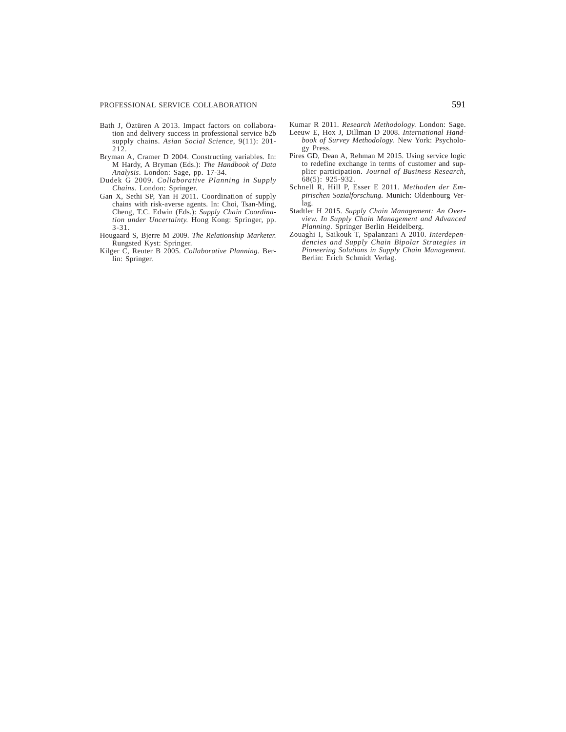Bath J, Öztüren A 2013. Impact factors on collaboration and delivery success in professional service b2b supply chains. *Asian Social Science*, 9(11): 201-212.

Bryman A, Cramer D 2004. Constructing variables. In: M Hardy, A Bryman (Eds.): *The Handbook of Data Analysis*. London: Sage, pp. 17-34.

Dudek G 2009. *Collaborative Planning in Supply Chains*. London: Springer.

Gan X, Sethi SP, Yan H 2011. Coordination of supply chains with risk-averse agents. In: Choi, Tsan-Ming, Cheng, T.C. Edwin (Eds.): *Supply Chain Coordination under Uncertainty.* Hong Kong: Springer, pp. 3-31.

Hougaard S, Bjerre M 2009. *The Relationship Marketer.* Rungsted Kyst: Springer.

Kilger C, Reuter B 2005. *Collaborative Planning.* Berlin: Springer.

Kumar R 2011. *Research Methodology.* London: Sage.

Leeuw E, Hox J, Dillman D 2008. *International Handbook of Survey Methodology*. New York: Psychology Press.

Pires GD, Dean A, Rehman M 2015. Using service logic to redefine exchange in terms of customer and supplier participation. *Journal of Business Research,* 68(5): 925-932.

Schnell R, Hill P, Esser E 2011. *Methoden der Empirischen Sozialforschung.* Munich: Oldenbourg Verlag.

Stadtler H 2015. *Supply Chain Management: An Overview. In Supply Chain Management and Advanced Planning*. Springer Berlin Heidelberg.

Zouaghi I, Saikouk T, Spalanzani A 2010. *Interdependencies and Supply Chain Bipolar Strategies in Pioneering Solutions in Supply Chain Management*. Berlin: Erich Schmidt Verlag.